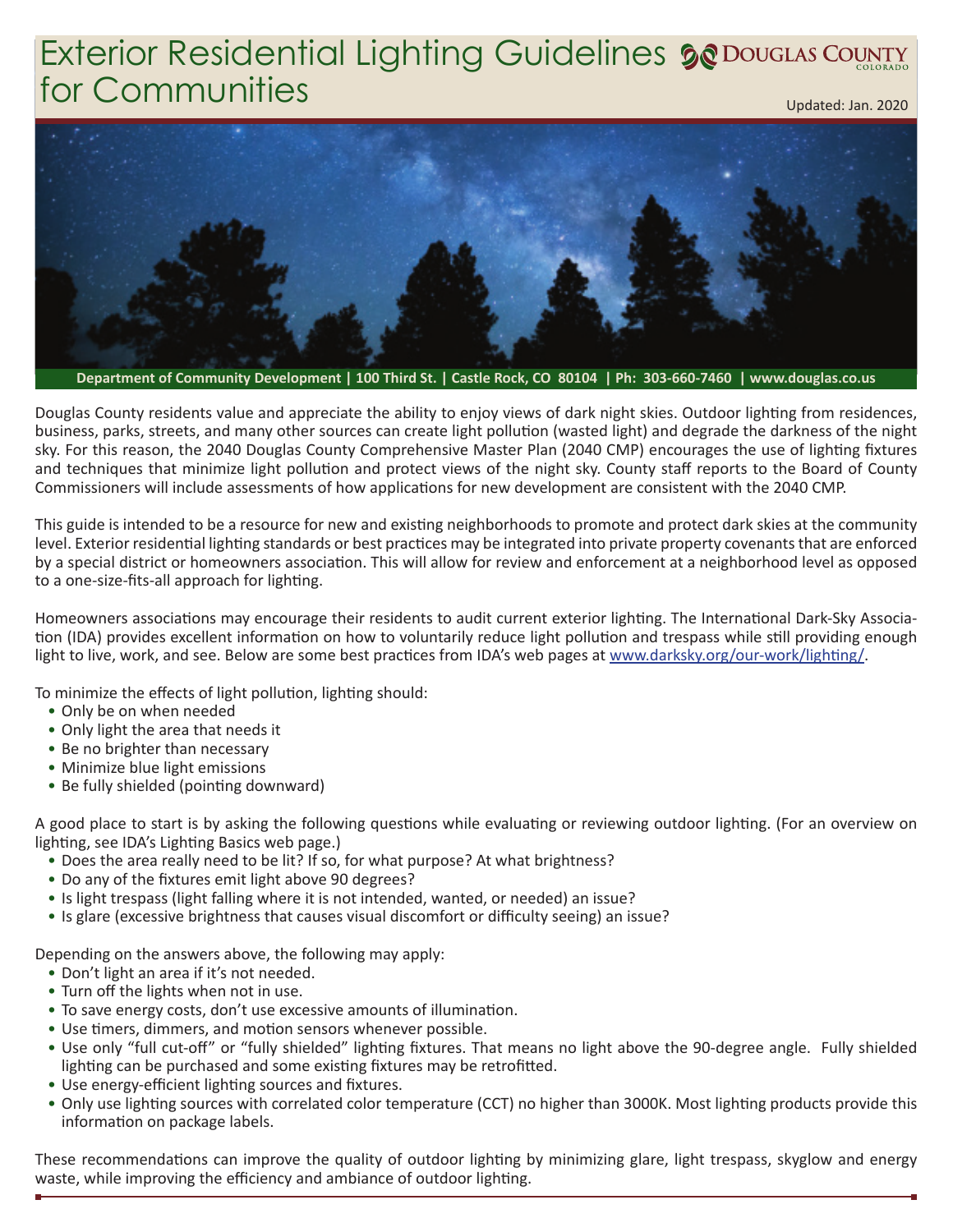# Exterior Residential Lighting Guidelines for Communities

Douglas County Colorado

Updated: Jan. 2020

**Department of Community Development | 100 Third St. | Castle Rock, CO 80104 | Ph: 303-660-7460 | www.douglas.co.us**

Douglas County residents value and appreciate the ability to enjoy views of dark night skies. Outdoor lighting from residences, business, parks, streets, and many other sources can create light pollution (wasted light) and degrade the darkness of the night sky. For this reason, the 2040 Douglas County Comprehensive Master Plan (2040 CMP) encourages the use of lighting fixtures and techniques that minimize light pollution and protect views of the night sky. County staff reports to the Board of County Commissioners will include assessments of how applications for new development are consistent with the 2040 CMP.

This guide is intended to be a resource for new and existing neighborhoods to promote and protect dark skies at the community level. Exterior residential lighting standards or best practices may be integrated into private property covenants that are enforced by a special district or homeowners association. This will allow for review and enforcement at a neighborhood level as opposed to a one-size-fits-all approach for lighting.

Homeowners associations may encourage their residents to audit current exterior lighting. The International Dark-Sky Association (IDA) provides excellent information on how to voluntarily reduce light pollution and trespass while still providing enough light to live, work, and see. Below are some best practices from IDA's web pages at www.darksky.org/our-work/lighting/.

To minimize the effects of light pollution, lighting should:

- Only be on when needed
- Only light the area that needs it
- Be no brighter than necessary
- Minimize blue light emissions
- Be fully shielded (pointing downward)

A good place to start is by asking the following questions while evaluating or reviewing outdoor lighting. (For an overview on lighting, see IDA's Lighting Basics web page.)

- Does the area really need to be lit? If so, for what purpose? At what brightness?
- Do any of the fixtures emit light above 90 degrees?
- Is light trespass (light falling where it is not intended, wanted, or needed) an issue?
- Is glare (excessive brightness that causes visual discomfort or difficulty seeing) an issue?

Depending on the answers above, the following may apply:

- Don't light an area if it's not needed.
- Turn off the lights when not in use.
- To save energy costs, don't use excessive amounts of illumination.
- Use timers, dimmers, and motion sensors whenever possible.
- Use only "full cut-off" or "fully shielded" lighting fixtures. That means no light above the 90-degree angle. Fully shielded lighting can be purchased and some existing fixtures may be retrofitted.
- Use energy-efficient lighting sources and fixtures.
- Only use lighting sources with correlated color temperature (CCT) no higher than 3000K. Most lighting products provide this information on package labels.

These recommendations can improve the quality of outdoor lighting by minimizing glare, light trespass, skyglow and energy waste, while improving the efficiency and ambiance of outdoor lighting.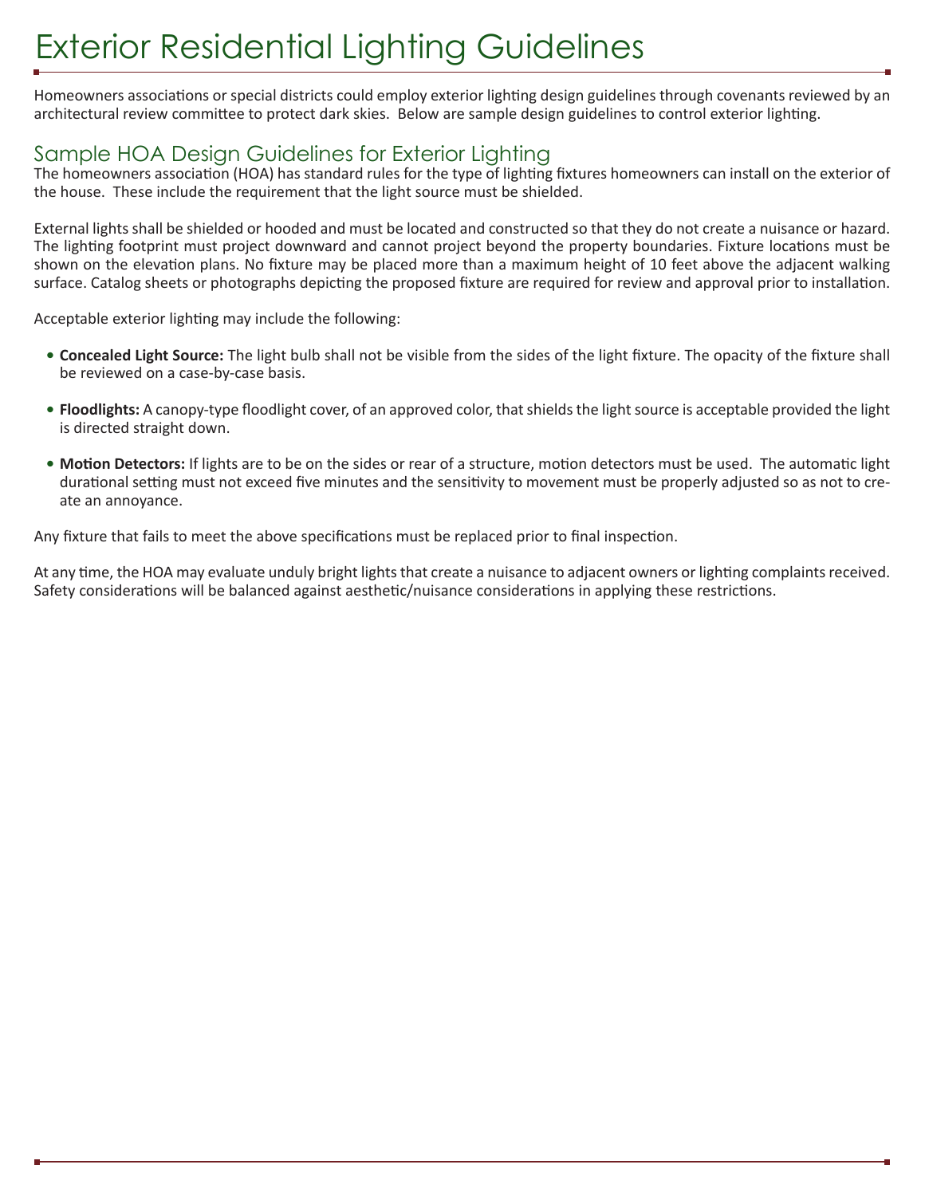# Exterior Residential Lighting Guidelines

Homeowners associations or special districts could employ exterior lighting design guidelines through covenants reviewed by an architectural review committee to protect dark skies. Below are sample design guidelines to control exterior lighting.

## Sample HOA Design Guidelines for Exterior Lighting

The homeowners association (HOA) has standard rules for the type of lighting fixtures homeowners can install on the exterior of the house. These include the requirement that the light source must be shielded.

External lights shall be shielded or hooded and must be located and constructed so that they do not create a nuisance or hazard. The lighting footprint must project downward and cannot project beyond the property boundaries. Fixture locations must be shown on the elevation plans. No fixture may be placed more than a maximum height of 10 feet above the adjacent walking surface. Catalog sheets or photographs depicting the proposed fixture are required for review and approval prior to installation.

Acceptable exterior lighting may include the following:

- **Concealed Light Source:** The light bulb shall not be visible from the sides of the light fixture. The opacity of the fixture shall be reviewed on a case-by-case basis.
- **Floodlights:** A canopy-type floodlight cover, of an approved color, that shields the light source is acceptable provided the light is directed straight down.
- **Motion Detectors:** If lights are to be on the sides or rear of a structure, motion detectors must be used. The automatic light durational setting must not exceed five minutes and the sensitivity to movement must be properly adjusted so as not to create an annoyance.

Any fixture that fails to meet the above specifications must be replaced prior to final inspection.

At any time, the HOA may evaluate unduly bright lights that create a nuisance to adjacent owners or lighting complaints received. Safety considerations will be balanced against aesthetic/nuisance considerations in applying these restrictions.